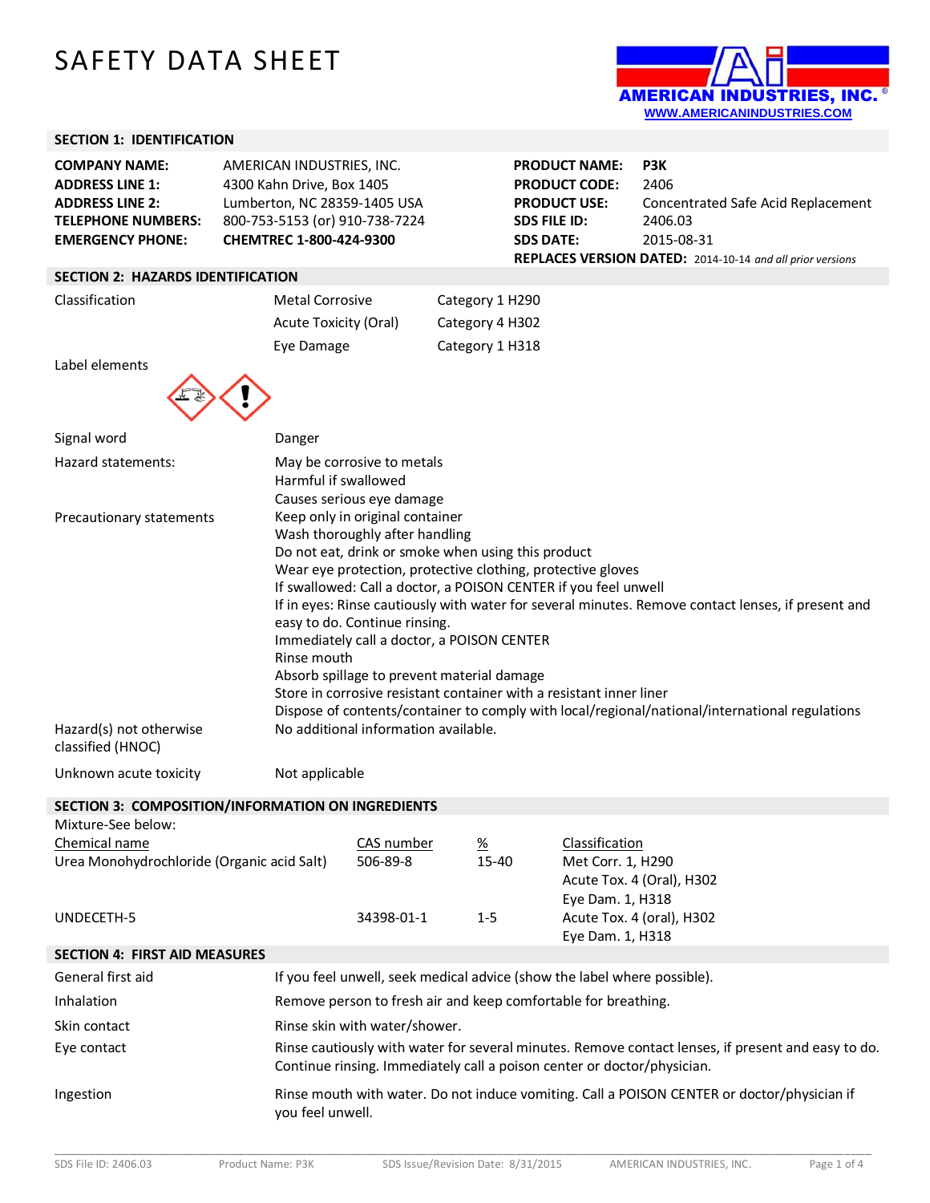# SAFETY DATA SHEET

AMERICAN INDUSTRIES, INC.
WWW.AMERICANINDUSTRIES.COM

## SECTION 1: IDENTIFICATION

| | | | |
|---|---|---|---|
| **COMPANY NAME:** | AMERICAN INDUSTRIES, INC. | **PRODUCT NAME:** | **P3K** |
| **ADDRESS LINE 1:** | 4300 Kahn Drive, Box 1405 | **PRODUCT CODE:** | 2406 |
| **ADDRESS LINE 2:** | Lumberton, NC 28359-1405 USA | **PRODUCT USE:** | Concentrated Safe Acid Replacement |
| **TELEPHONE NUMBERS:** | 800-753-5153 (or) 910-738-7224 | **SDS FILE ID:** | 2406.03 |
| **EMERGENCY PHONE:** | **CHEMTREC 1-800-424-9300** | **SDS DATE:** | 2015-08-31 |

**REPLACES VERSION DATED:** 2014-10-14 *and all prior versions*

## SECTION 2: HAZARDS IDENTIFICATION

| | | |
|---|---|---|
| Classification | Metal Corrosive | Category 1 H290 |
| | Acute Toxicity (Oral) | Category 4 H302 |
| | Eye Damage | Category 1 H318 |

Label elements

| | |
|---|---|
| Signal word | Danger |
| Hazard statements: | May be corrosive to metals<br>Harmful if swallowed<br>Causes serious eye damage |
| Precautionary statements | Keep only in original container<br>Wash thoroughly after handling<br>Do not eat, drink or smoke when using this product<br>Wear eye protection, protective clothing, protective gloves<br>If swallowed: Call a doctor, a POISON CENTER if you feel unwell<br>If in eyes: Rinse cautiously with water for several minutes. Remove contact lenses, if present and easy to do. Continue rinsing.<br>Immediately call a doctor, a POISON CENTER<br>Rinse mouth<br>Absorb spillage to prevent material damage<br>Store in corrosive resistant container with a resistant inner liner<br>Dispose of contents/container to comply with local/regional/national/international regulations |
| Hazard(s) not otherwise classified (HNOC) | No additional information available. |
| Unknown acute toxicity | Not applicable |

## SECTION 3: COMPOSITION/INFORMATION ON INGREDIENTS

Mixture-See below:

| Chemical name | CAS number | % | Classification |
|---|---|---|---|
| Urea Monohydrochloride (Organic acid Salt) | 506-89-8 | 15-40 | Met Corr. 1, H290<br>Acute Tox. 4 (Oral), H302<br>Eye Dam. 1, H318 |
| UNDECETH-5 | 34398-01-1 | 1-5 | Acute Tox. 4 (oral), H302<br>Eye Dam. 1, H318 |

## SECTION 4: FIRST AID MEASURES

| | |
|---|---|
| General first aid | If you feel unwell, seek medical advice (show the label where possible). |
| Inhalation | Remove person to fresh air and keep comfortable for breathing. |
| Skin contact | Rinse skin with water/shower. |
| Eye contact | Rinse cautiously with water for several minutes. Remove contact lenses, if present and easy to do. Continue rinsing. Immediately call a poison center or doctor/physician. |
| Ingestion | Rinse mouth with water. Do not induce vomiting. Call a POISON CENTER or doctor/physician if you feel unwell. |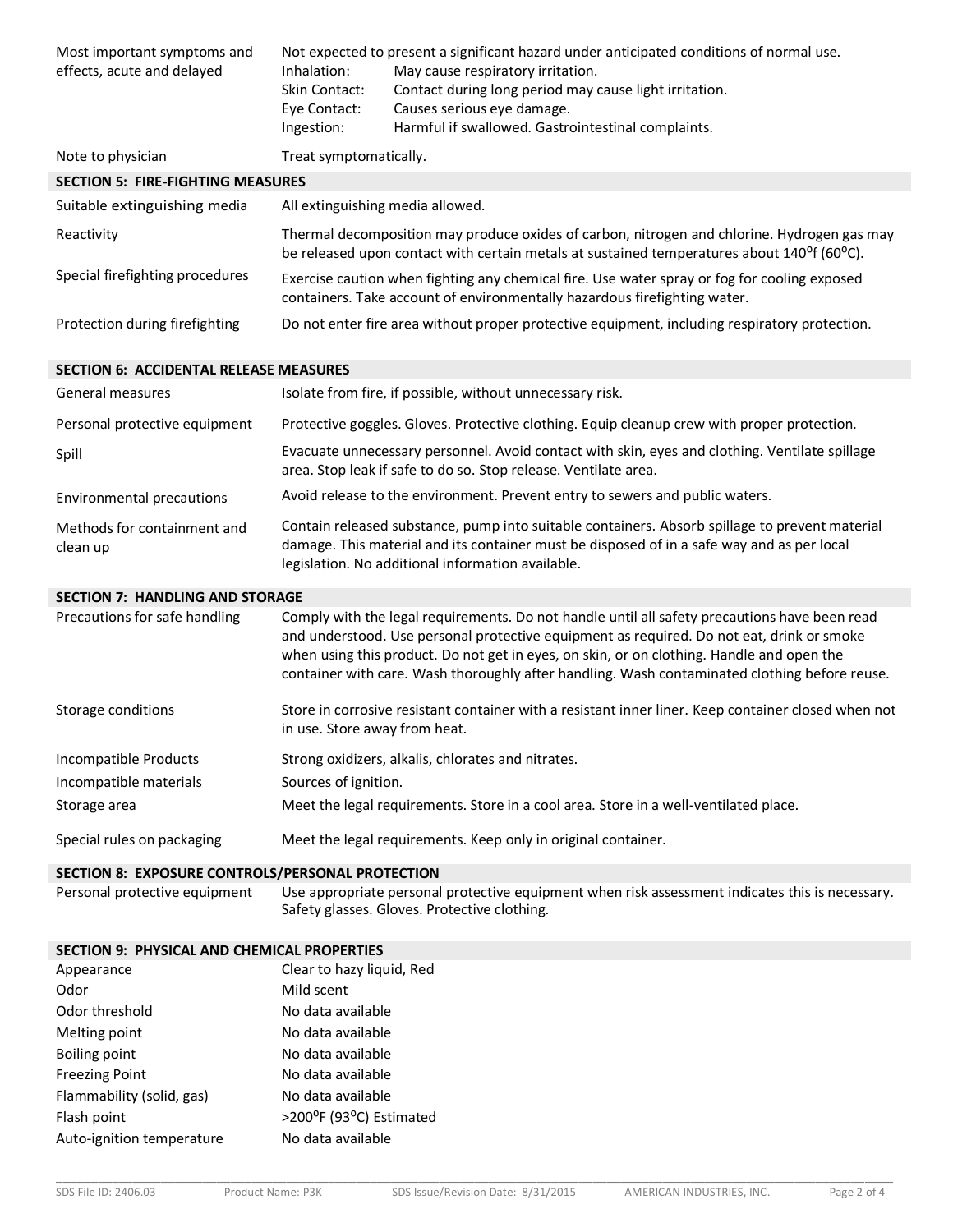| | |
|---|---|
| Most important symptoms and effects, acute and delayed | Not expected to present a significant hazard under anticipated conditions of normal use.<br>Inhalation: May cause respiratory irritation.<br>Skin Contact: Contact during long period may cause light irritation.<br>Eye Contact: Causes serious eye damage.<br>Ingestion: Harmful if swallowed. Gastrointestinal complaints. |
| Note to physician | Treat symptomatically. |

## SECTION 5: FIRE-FIGHTING MEASURES

| | |
|---|---|
| Suitable extinguishing media | All extinguishing media allowed. |
| Reactivity | Thermal decomposition may produce oxides of carbon, nitrogen and chlorine. Hydrogen gas may be released upon contact with certain metals at sustained temperatures about 140°f (60°C). |
| Special firefighting procedures | Exercise caution when fighting any chemical fire. Use water spray or fog for cooling exposed containers. Take account of environmentally hazardous firefighting water. |
| Protection during firefighting | Do not enter fire area without proper protective equipment, including respiratory protection. |

## SECTION 6: ACCIDENTAL RELEASE MEASURES

| | |
|---|---|
| General measures | Isolate from fire, if possible, without unnecessary risk. |
| Personal protective equipment | Protective goggles. Gloves. Protective clothing. Equip cleanup crew with proper protection. |
| Spill | Evacuate unnecessary personnel. Avoid contact with skin, eyes and clothing. Ventilate spillage area. Stop leak if safe to do so. Stop release. Ventilate area. |
| Environmental precautions | Avoid release to the environment. Prevent entry to sewers and public waters. |
| Methods for containment and clean up | Contain released substance, pump into suitable containers. Absorb spillage to prevent material damage. This material and its container must be disposed of in a safe way and as per local legislation. No additional information available. |

## SECTION 7: HANDLING AND STORAGE

| | |
|---|---|
| Precautions for safe handling | Comply with the legal requirements. Do not handle until all safety precautions have been read and understood. Use personal protective equipment as required. Do not eat, drink or smoke when using this product. Do not get in eyes, on skin, or on clothing. Handle and open the container with care. Wash thoroughly after handling. Wash contaminated clothing before reuse. |
| Storage conditions | Store in corrosive resistant container with a resistant inner liner. Keep container closed when not in use. Store away from heat. |
| Incompatible Products | Strong oxidizers, alkalis, chlorates and nitrates. |
| Incompatible materials | Sources of ignition. |
| Storage area | Meet the legal requirements. Store in a cool area. Store in a well-ventilated place. |
| Special rules on packaging | Meet the legal requirements. Keep only in original container. |

## SECTION 8: EXPOSURE CONTROLS/PERSONAL PROTECTION

| | |
|---|---|
| Personal protective equipment | Use appropriate personal protective equipment when risk assessment indicates this is necessary. Safety glasses. Gloves. Protective clothing. |

## SECTION 9: PHYSICAL AND CHEMICAL PROPERTIES

| | |
|---|---|
| Appearance | Clear to hazy liquid, Red |
| Odor | Mild scent |
| Odor threshold | No data available |
| Melting point | No data available |
| Boiling point | No data available |
| Freezing Point | No data available |
| Flammability (solid, gas) | No data available |
| Flash point | >200°F (93°C) Estimated |
| Auto-ignition temperature | No data available |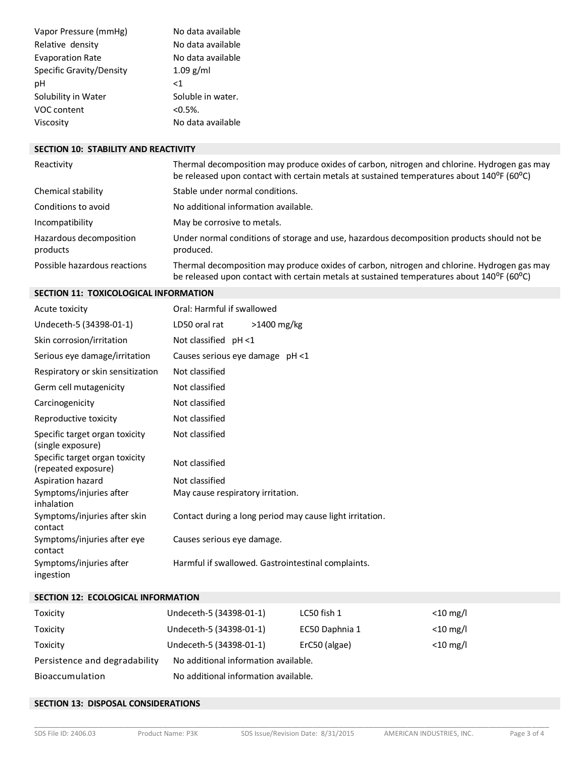| | |
|---|---|
| Vapor Pressure (mmHg) | No data available |
| Relative density | No data available |
| Evaporation Rate | No data available |
| Specific Gravity/Density | 1.09 g/ml |
| pH | <1 |
| Solubility in Water | Soluble in water. |
| VOC content | <0.5%. |
| Viscosity | No data available |

## SECTION 10: STABILITY AND REACTIVITY

| | |
|---|---|
| Reactivity | Thermal decomposition may produce oxides of carbon, nitrogen and chlorine. Hydrogen gas may be released upon contact with certain metals at sustained temperatures about 140°F (60°C) |
| Chemical stability | Stable under normal conditions. |
| Conditions to avoid | No additional information available. |
| Incompatibility | May be corrosive to metals. |
| Hazardous decomposition products | Under normal conditions of storage and use, hazardous decomposition products should not be produced. |
| Possible hazardous reactions | Thermal decomposition may produce oxides of carbon, nitrogen and chlorine. Hydrogen gas may be released upon contact with certain metals at sustained temperatures about 140°F (60°C) |

## SECTION 11: TOXICOLOGICAL INFORMATION

| | |
|---|---|
| Acute toxicity | Oral: Harmful if swallowed |
| Undeceth-5 (34398-01-1) | LD50 oral rat >1400 mg/kg |
| Skin corrosion/irritation | Not classified pH <1 |
| Serious eye damage/irritation | Causes serious eye damage pH <1 |
| Respiratory or skin sensitization | Not classified |
| Germ cell mutagenicity | Not classified |
| Carcinogenicity | Not classified |
| Reproductive toxicity | Not classified |
| Specific target organ toxicity (single exposure) | Not classified |
| Specific target organ toxicity (repeated exposure) | Not classified |
| Aspiration hazard | Not classified |
| Symptoms/injuries after inhalation | May cause respiratory irritation. |
| Symptoms/injuries after skin contact | Contact during a long period may cause light irritation. |
| Symptoms/injuries after eye contact | Causes serious eye damage. |
| Symptoms/injuries after ingestion | Harmful if swallowed. Gastrointestinal complaints. |

## SECTION 12: ECOLOGICAL INFORMATION

| | | | |
|---|---|---|---|
| Toxicity | Undeceth-5 (34398-01-1) | LC50 fish 1 | <10 mg/l |
| Toxicity | Undeceth-5 (34398-01-1) | EC50 Daphnia 1 | <10 mg/l |
| Toxicity | Undeceth-5 (34398-01-1) | ErC50 (algae) | <10 mg/l |
| Persistence and degradability | No additional information available. | | |
| Bioaccumulation | No additional information available. | | |

## SECTION 13: DISPOSAL CONSIDERATIONS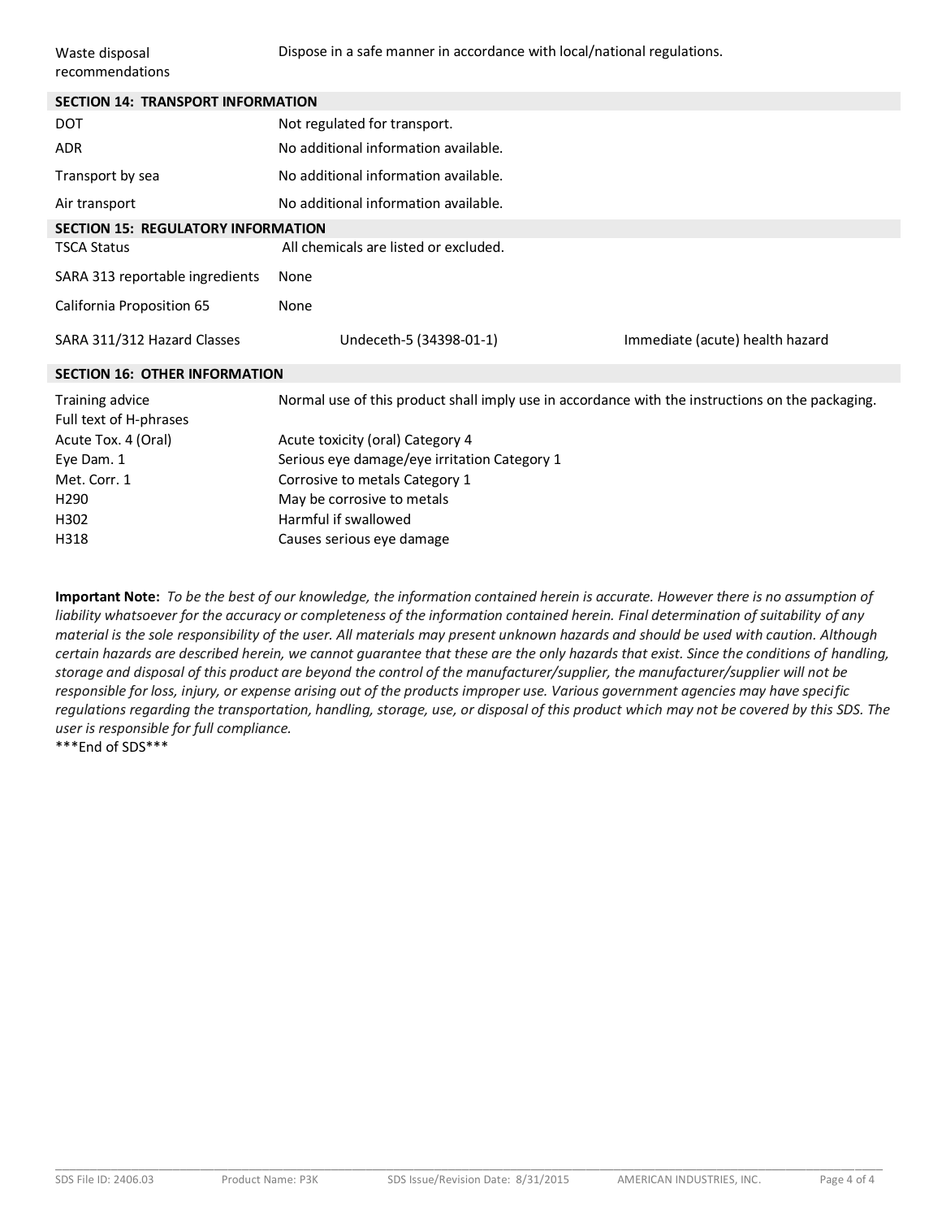| | |
|---|---|
| Waste disposal recommendations | Dispose in a safe manner in accordance with local/national regulations. |

## SECTION 14: TRANSPORT INFORMATION

| | |
|---|---|
| DOT | Not regulated for transport. |
| ADR | No additional information available. |
| Transport by sea | No additional information available. |
| Air transport | No additional information available. |

## SECTION 15: REGULATORY INFORMATION

| | | |
|---|---|---|
| TSCA Status | All chemicals are listed or excluded. | |
| SARA 313 reportable ingredients | None | |
| California Proposition 65 | None | |
| SARA 311/312 Hazard Classes | Undeceth-5 (34398-01-1) | Immediate (acute) health hazard |

## SECTION 16: OTHER INFORMATION

| | |
|---|---|
| Training advice | Normal use of this product shall imply use in accordance with the instructions on the packaging. |
| Full text of H-phrases | |
| Acute Tox. 4 (Oral) | Acute toxicity (oral) Category 4 |
| Eye Dam. 1 | Serious eye damage/eye irritation Category 1 |
| Met. Corr. 1 | Corrosive to metals Category 1 |
| H290 | May be corrosive to metals |
| H302 | Harmful if swallowed |
| H318 | Causes serious eye damage |

**Important Note:** *To be the best of our knowledge, the information contained herein is accurate. However there is no assumption of liability whatsoever for the accuracy or completeness of the information contained herein. Final determination of suitability of any material is the sole responsibility of the user. All materials may present unknown hazards and should be used with caution. Although certain hazards are described herein, we cannot guarantee that these are the only hazards that exist. Since the conditions of handling, storage and disposal of this product are beyond the control of the manufacturer/supplier, the manufacturer/supplier will not be responsible for loss, injury, or expense arising out of the products improper use. Various government agencies may have specific regulations regarding the transportation, handling, storage, use, or disposal of this product which may not be covered by this SDS. The user is responsible for full compliance.*

***End of SDS***